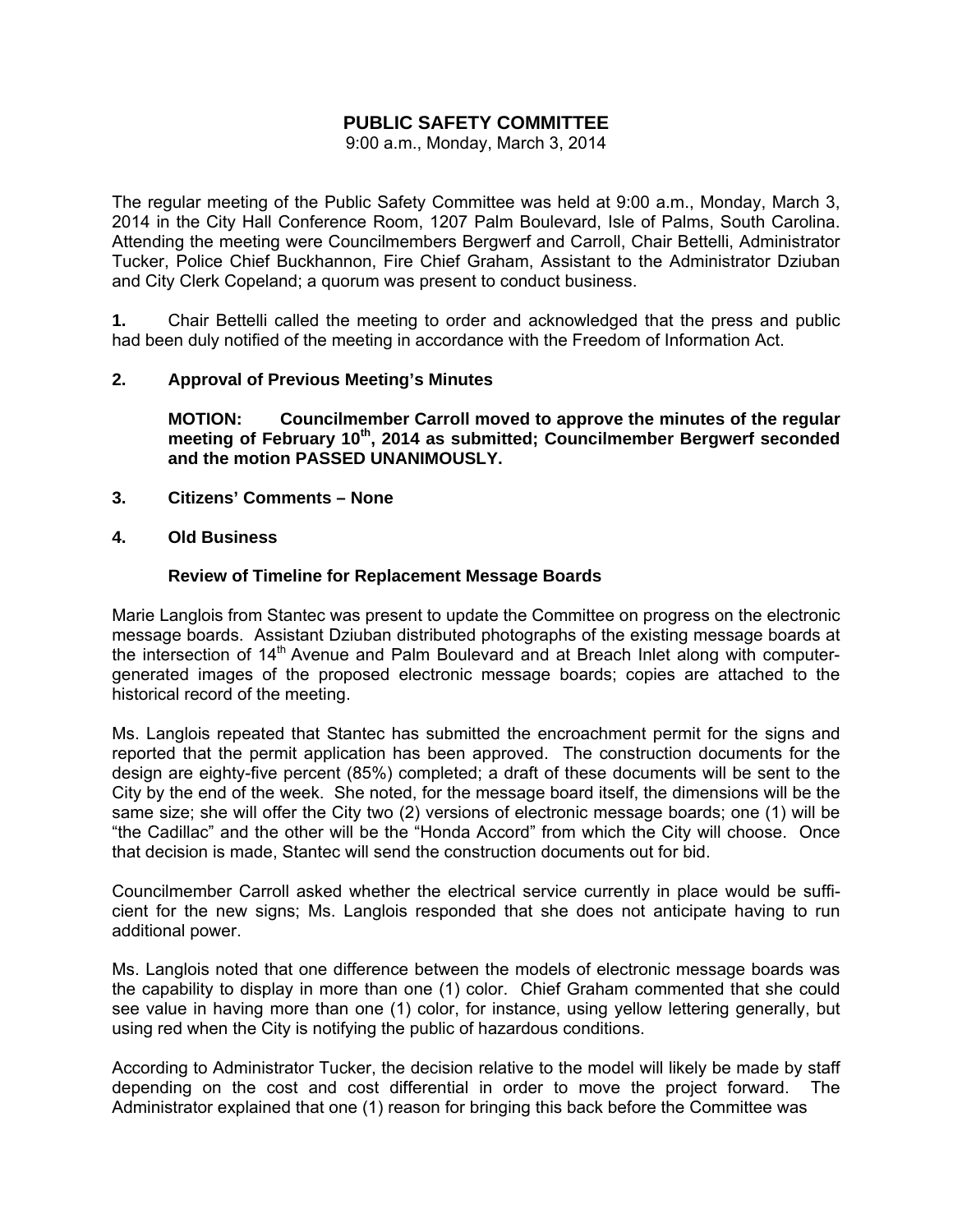# PUBLIC SAFETY COMMITTEE

9:00 a.m., Monday, March 3, 2014

The regular meeting of the Public Safety Committee was held at 9:00 a.m., Monday, March 3, 2014 in the City Hall Conference Room, 1207 Palm Boulevard, Isle of Palms, South Carolina. Attending the meeting were Councilmembers Bergwerf and Carroll, Chair Bettelli, Administrator Tucker, Police Chief Buckhannon, Fire Chief Graham, Assistant to the Administrator Dziuban and City Clerk Copeland; a quorum was present to conduct business.

**1.** Chair Bettelli called the meeting to order and acknowledged that the press and public had been duly notified of the meeting in accordance with the Freedom of Information Act.

**2. Approval of Previous Meeting's Minutes**

**MOTION: Councilmember Carroll moved to approve the minutes of the regular meeting of February 10th, 2014 as submitted; Councilmember Bergwerf seconded and the motion PASSED UNANIMOUSLY.**

**3. Citizens' Comments – None**

**4. Old Business**

**Review of Timeline for Replacement Message Boards**

Marie Langlois from Stantec was present to update the Committee on progress on the electronic message boards. Assistant Dziuban distributed photographs of the existing message boards at the intersection of 14th Avenue and Palm Boulevard and at Breach Inlet along with computer-generated images of the proposed electronic message boards; copies are attached to the historical record of the meeting.

Ms. Langlois repeated that Stantec has submitted the encroachment permit for the signs and reported that the permit application has been approved. The construction documents for the design are eighty-five percent (85%) completed; a draft of these documents will be sent to the City by the end of the week. She noted, for the message board itself, the dimensions will be the same size; she will offer the City two (2) versions of electronic message boards; one (1) will be "the Cadillac" and the other will be the "Honda Accord" from which the City will choose. Once that decision is made, Stantec will send the construction documents out for bid.

Councilmember Carroll asked whether the electrical service currently in place would be sufficient for the new signs; Ms. Langlois responded that she does not anticipate having to run additional power.

Ms. Langlois noted that one difference between the models of electronic message boards was the capability to display in more than one (1) color. Chief Graham commented that she could see value in having more than one (1) color, for instance, using yellow lettering generally, but using red when the City is notifying the public of hazardous conditions.

According to Administrator Tucker, the decision relative to the model will likely be made by staff depending on the cost and cost differential in order to move the project forward. The Administrator explained that one (1) reason for bringing this back before the Committee was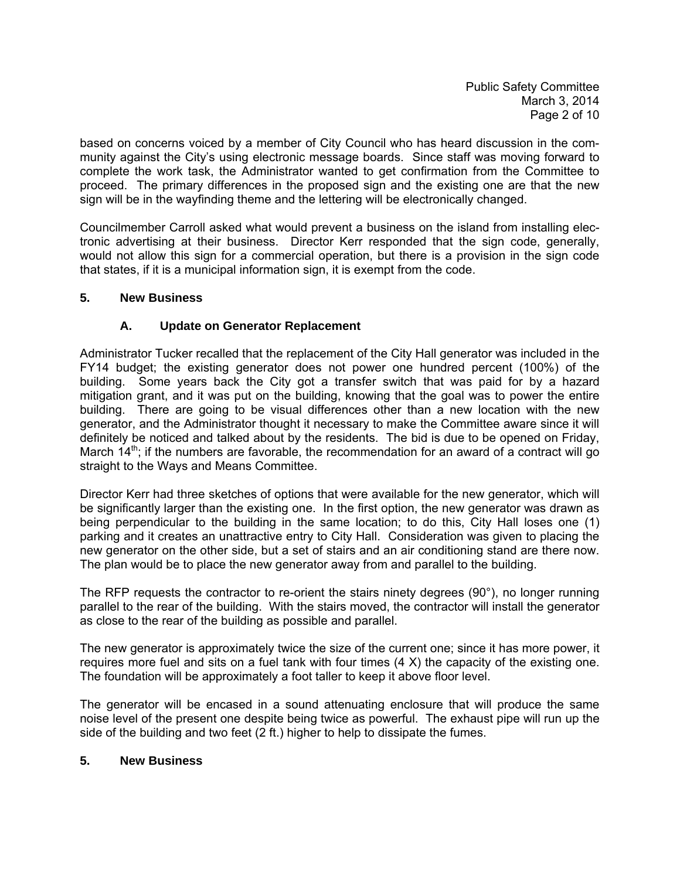based on concerns voiced by a member of City Council who has heard discussion in the community against the City's using electronic message boards. Since staff was moving forward to complete the work task, the Administrator wanted to get confirmation from the Committee to proceed. The primary differences in the proposed sign and the existing one are that the new sign will be in the wayfinding theme and the lettering will be electronically changed.

Councilmember Carroll asked what would prevent a business on the island from installing electronic advertising at their business. Director Kerr responded that the sign code, generally, would not allow this sign for a commercial operation, but there is a provision in the sign code that states, if it is a municipal information sign, it is exempt from the code.

**5. New Business**

**A. Update on Generator Replacement**

Administrator Tucker recalled that the replacement of the City Hall generator was included in the FY14 budget; the existing generator does not power one hundred percent (100%) of the building. Some years back the City got a transfer switch that was paid for by a hazard mitigation grant, and it was put on the building, knowing that the goal was to power the entire building. There are going to be visual differences other than a new location with the new generator, and the Administrator thought it necessary to make the Committee aware since it will definitely be noticed and talked about by the residents. The bid is due to be opened on Friday, March 14th; if the numbers are favorable, the recommendation for an award of a contract will go straight to the Ways and Means Committee.

Director Kerr had three sketches of options that were available for the new generator, which will be significantly larger than the existing one. In the first option, the new generator was drawn as being perpendicular to the building in the same location; to do this, City Hall loses one (1) parking and it creates an unattractive entry to City Hall. Consideration was given to placing the new generator on the other side, but a set of stairs and an air conditioning stand are there now. The plan would be to place the new generator away from and parallel to the building.

The RFP requests the contractor to re-orient the stairs ninety degrees (90°), no longer running parallel to the rear of the building. With the stairs moved, the contractor will install the generator as close to the rear of the building as possible and parallel.

The new generator is approximately twice the size of the current one; since it has more power, it requires more fuel and sits on a fuel tank with four times (4 X) the capacity of the existing one. The foundation will be approximately a foot taller to keep it above floor level.

The generator will be encased in a sound attenuating enclosure that will produce the same noise level of the present one despite being twice as powerful. The exhaust pipe will run up the side of the building and two feet (2 ft.) higher to help to dissipate the fumes.

**5. New Business**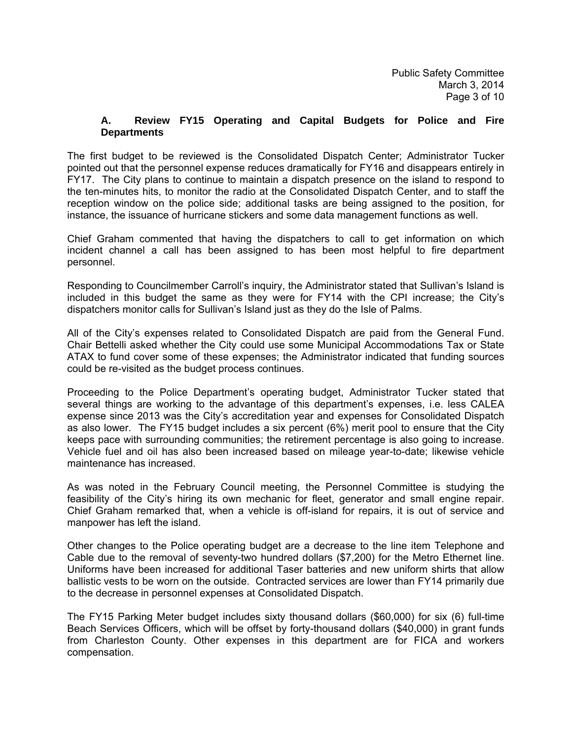### A. Review FY15 Operating and Capital Budgets for Police and Fire Departments

The first budget to be reviewed is the Consolidated Dispatch Center; Administrator Tucker pointed out that the personnel expense reduces dramatically for FY16 and disappears entirely in FY17. The City plans to continue to maintain a dispatch presence on the island to respond to the ten-minutes hits, to monitor the radio at the Consolidated Dispatch Center, and to staff the reception window on the police side; additional tasks are being assigned to the position, for instance, the issuance of hurricane stickers and some data management functions as well.

Chief Graham commented that having the dispatchers to call to get information on which incident channel a call has been assigned to has been most helpful to fire department personnel.

Responding to Councilmember Carroll's inquiry, the Administrator stated that Sullivan's Island is included in this budget the same as they were for FY14 with the CPI increase; the City's dispatchers monitor calls for Sullivan's Island just as they do the Isle of Palms.

All of the City's expenses related to Consolidated Dispatch are paid from the General Fund. Chair Bettelli asked whether the City could use some Municipal Accommodations Tax or State ATAX to fund cover some of these expenses; the Administrator indicated that funding sources could be re-visited as the budget process continues.

Proceeding to the Police Department's operating budget, Administrator Tucker stated that several things are working to the advantage of this department's expenses, i.e. less CALEA expense since 2013 was the City's accreditation year and expenses for Consolidated Dispatch as also lower. The FY15 budget includes a six percent (6%) merit pool to ensure that the City keeps pace with surrounding communities; the retirement percentage is also going to increase. Vehicle fuel and oil has also been increased based on mileage year-to-date; likewise vehicle maintenance has increased.

As was noted in the February Council meeting, the Personnel Committee is studying the feasibility of the City's hiring its own mechanic for fleet, generator and small engine repair. Chief Graham remarked that, when a vehicle is off-island for repairs, it is out of service and manpower has left the island.

Other changes to the Police operating budget are a decrease to the line item Telephone and Cable due to the removal of seventy-two hundred dollars ($7,200) for the Metro Ethernet line. Uniforms have been increased for additional Taser batteries and new uniform shirts that allow ballistic vests to be worn on the outside. Contracted services are lower than FY14 primarily due to the decrease in personnel expenses at Consolidated Dispatch.

The FY15 Parking Meter budget includes sixty thousand dollars ($60,000) for six (6) full-time Beach Services Officers, which will be offset by forty-thousand dollars ($40,000) in grant funds from Charleston County. Other expenses in this department are for FICA and workers compensation.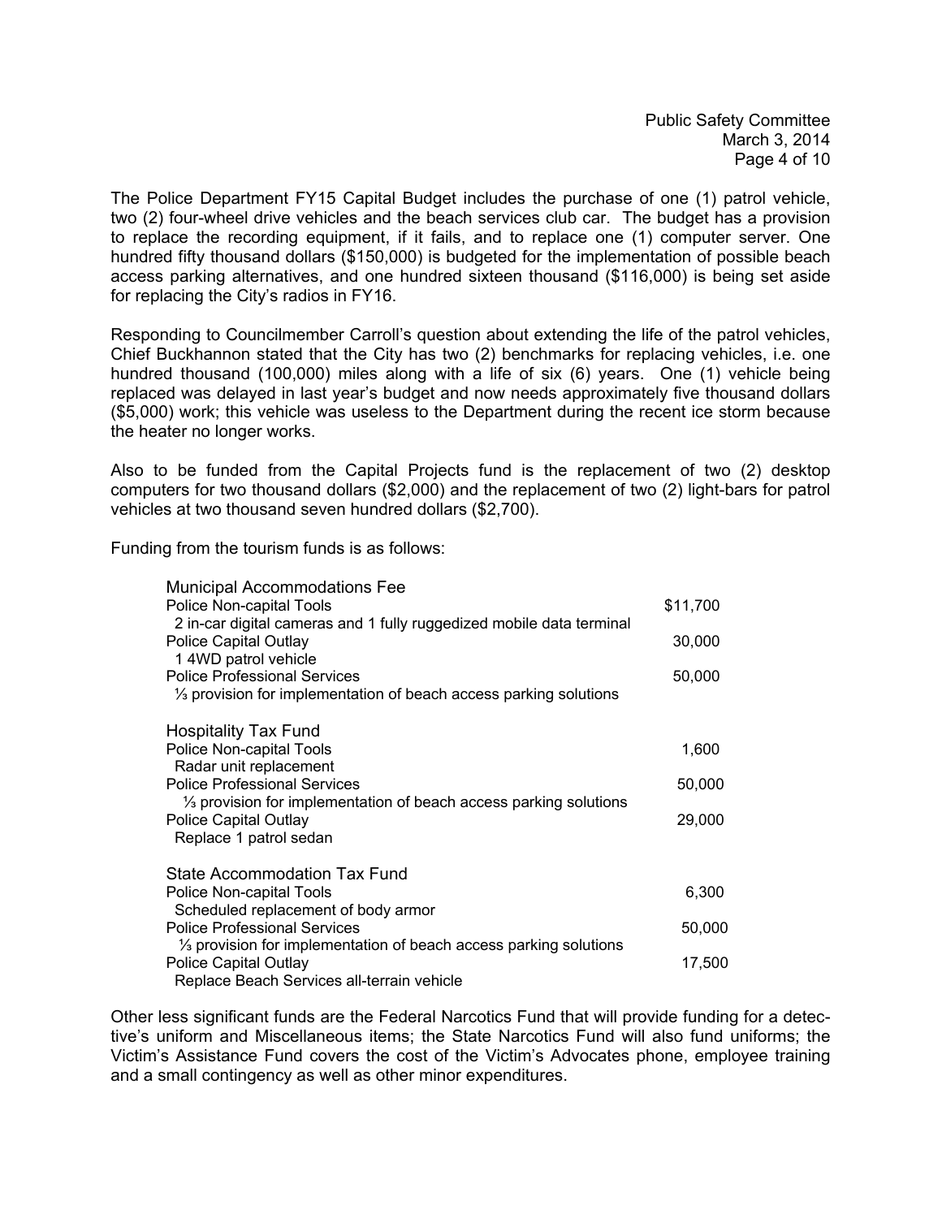The Police Department FY15 Capital Budget includes the purchase of one (1) patrol vehicle, two (2) four-wheel drive vehicles and the beach services club car. The budget has a provision to replace the recording equipment, if it fails, and to replace one (1) computer server. One hundred fifty thousand dollars ($150,000) is budgeted for the implementation of possible beach access parking alternatives, and one hundred sixteen thousand ($116,000) is being set aside for replacing the City's radios in FY16.

Responding to Councilmember Carroll's question about extending the life of the patrol vehicles, Chief Buckhannon stated that the City has two (2) benchmarks for replacing vehicles, i.e. one hundred thousand (100,000) miles along with a life of six (6) years. One (1) vehicle being replaced was delayed in last year's budget and now needs approximately five thousand dollars ($5,000) work; this vehicle was useless to the Department during the recent ice storm because the heater no longer works.

Also to be funded from the Capital Projects fund is the replacement of two (2) desktop computers for two thousand dollars ($2,000) and the replacement of two (2) light-bars for patrol vehicles at two thousand seven hundred dollars ($2,700).

Funding from the tourism funds is as follows:

| | |
|---|---|
| **Municipal Accommodations Fee** | |
| Police Non-capital Tools<br>2 in-car digital cameras and 1 fully ruggedized mobile data terminal | $11,700 |
| Police Capital Outlay<br>1 4WD patrol vehicle | 30,000 |
| Police Professional Services<br>⅓ provision for implementation of beach access parking solutions | 50,000 |
| **Hospitality Tax Fund** | |
| Police Non-capital Tools<br>Radar unit replacement | 1,600 |
| Police Professional Services<br>⅓ provision for implementation of beach access parking solutions | 50,000 |
| Police Capital Outlay<br>Replace 1 patrol sedan | 29,000 |
| **State Accommodation Tax Fund** | |
| Police Non-capital Tools<br>Scheduled replacement of body armor | 6,300 |
| Police Professional Services<br>⅓ provision for implementation of beach access parking solutions | 50,000 |
| Police Capital Outlay<br>Replace Beach Services all-terrain vehicle | 17,500 |

Other less significant funds are the Federal Narcotics Fund that will provide funding for a detective's uniform and Miscellaneous items; the State Narcotics Fund will also fund uniforms; the Victim's Assistance Fund covers the cost of the Victim's Advocates phone, employee training and a small contingency as well as other minor expenditures.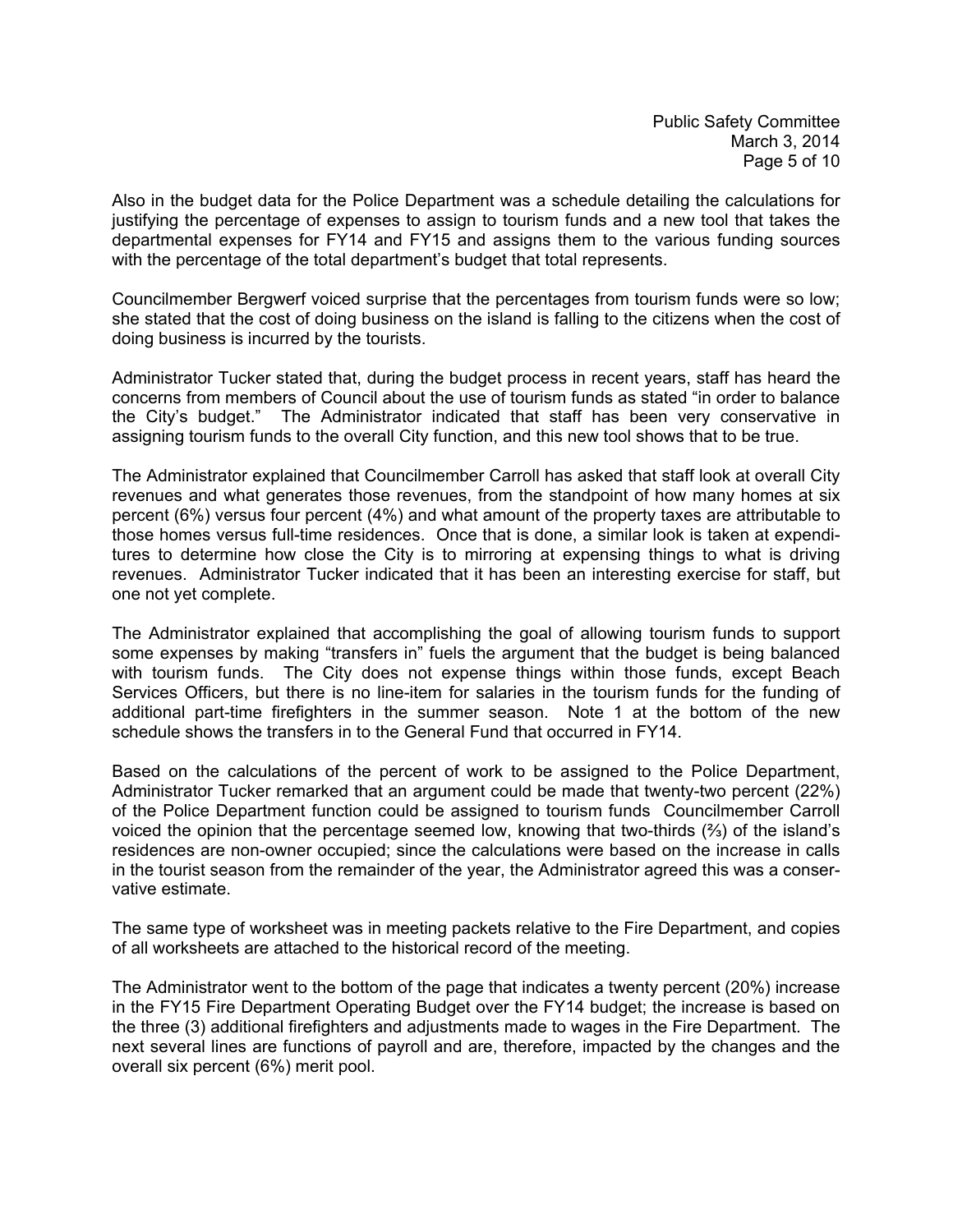Also in the budget data for the Police Department was a schedule detailing the calculations for justifying the percentage of expenses to assign to tourism funds and a new tool that takes the departmental expenses for FY14 and FY15 and assigns them to the various funding sources with the percentage of the total department's budget that total represents.

Councilmember Bergwerf voiced surprise that the percentages from tourism funds were so low; she stated that the cost of doing business on the island is falling to the citizens when the cost of doing business is incurred by the tourists.

Administrator Tucker stated that, during the budget process in recent years, staff has heard the concerns from members of Council about the use of tourism funds as stated "in order to balance the City's budget." The Administrator indicated that staff has been very conservative in assigning tourism funds to the overall City function, and this new tool shows that to be true.

The Administrator explained that Councilmember Carroll has asked that staff look at overall City revenues and what generates those revenues, from the standpoint of how many homes at six percent (6%) versus four percent (4%) and what amount of the property taxes are attributable to those homes versus full-time residences. Once that is done, a similar look is taken at expenditures to determine how close the City is to mirroring at expensing things to what is driving revenues. Administrator Tucker indicated that it has been an interesting exercise for staff, but one not yet complete.

The Administrator explained that accomplishing the goal of allowing tourism funds to support some expenses by making "transfers in" fuels the argument that the budget is being balanced with tourism funds. The City does not expense things within those funds, except Beach Services Officers, but there is no line-item for salaries in the tourism funds for the funding of additional part-time firefighters in the summer season. Note 1 at the bottom of the new schedule shows the transfers in to the General Fund that occurred in FY14.

Based on the calculations of the percent of work to be assigned to the Police Department, Administrator Tucker remarked that an argument could be made that twenty-two percent (22%) of the Police Department function could be assigned to tourism funds Councilmember Carroll voiced the opinion that the percentage seemed low, knowing that two-thirds (⅔) of the island's residences are non-owner occupied; since the calculations were based on the increase in calls in the tourist season from the remainder of the year, the Administrator agreed this was a conservative estimate.

The same type of worksheet was in meeting packets relative to the Fire Department, and copies of all worksheets are attached to the historical record of the meeting.

The Administrator went to the bottom of the page that indicates a twenty percent (20%) increase in the FY15 Fire Department Operating Budget over the FY14 budget; the increase is based on the three (3) additional firefighters and adjustments made to wages in the Fire Department. The next several lines are functions of payroll and are, therefore, impacted by the changes and the overall six percent (6%) merit pool.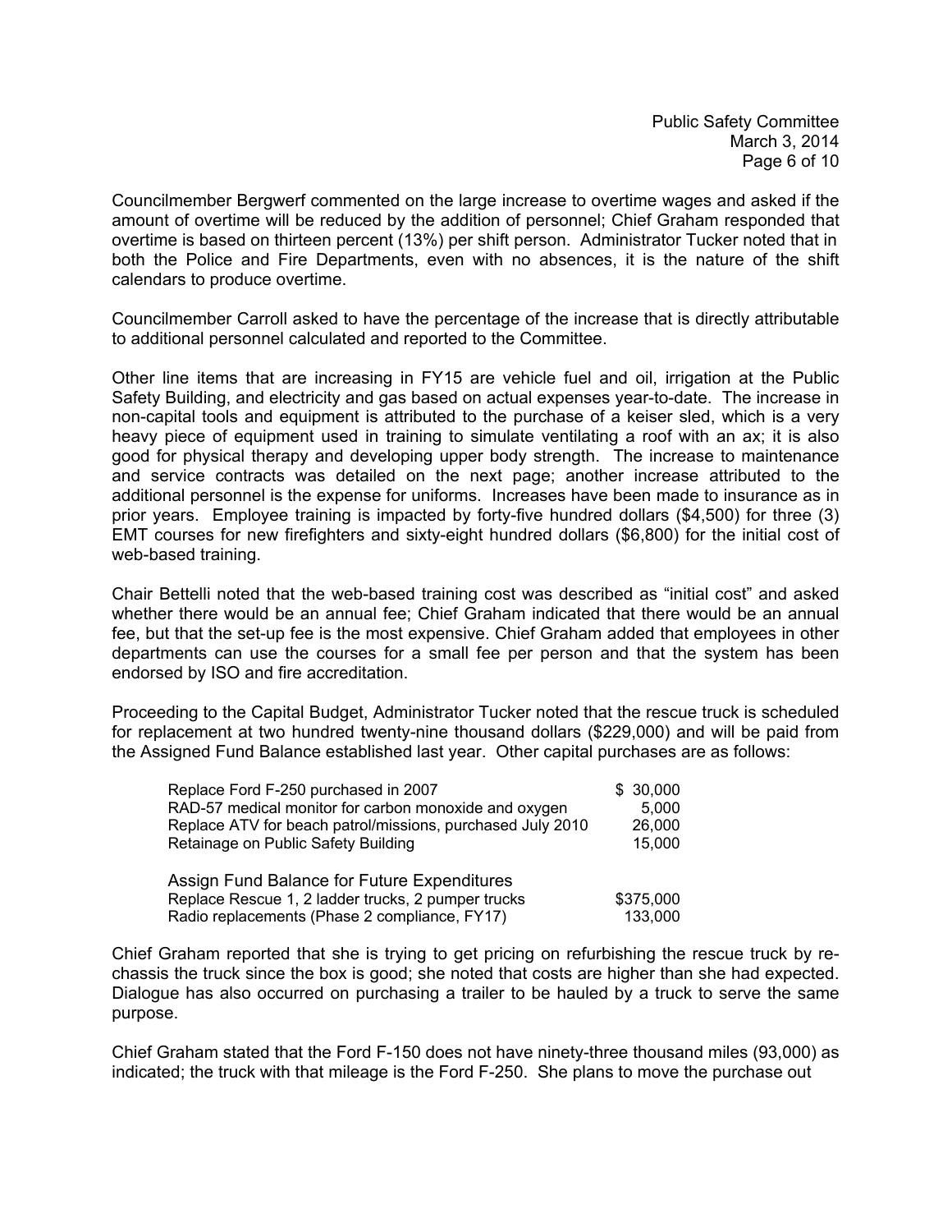Councilmember Bergwerf commented on the large increase to overtime wages and asked if the amount of overtime will be reduced by the addition of personnel; Chief Graham responded that overtime is based on thirteen percent (13%) per shift person. Administrator Tucker noted that in both the Police and Fire Departments, even with no absences, it is the nature of the shift calendars to produce overtime.

Councilmember Carroll asked to have the percentage of the increase that is directly attributable to additional personnel calculated and reported to the Committee.

Other line items that are increasing in FY15 are vehicle fuel and oil, irrigation at the Public Safety Building, and electricity and gas based on actual expenses year-to-date. The increase in non-capital tools and equipment is attributed to the purchase of a keiser sled, which is a very heavy piece of equipment used in training to simulate ventilating a roof with an ax; it is also good for physical therapy and developing upper body strength. The increase to maintenance and service contracts was detailed on the next page; another increase attributed to the additional personnel is the expense for uniforms. Increases have been made to insurance as in prior years. Employee training is impacted by forty-five hundred dollars ($4,500) for three (3) EMT courses for new firefighters and sixty-eight hundred dollars ($6,800) for the initial cost of web-based training.

Chair Bettelli noted that the web-based training cost was described as "initial cost" and asked whether there would be an annual fee; Chief Graham indicated that there would be an annual fee, but that the set-up fee is the most expensive. Chief Graham added that employees in other departments can use the courses for a small fee per person and that the system has been endorsed by ISO and fire accreditation.

Proceeding to the Capital Budget, Administrator Tucker noted that the rescue truck is scheduled for replacement at two hundred twenty-nine thousand dollars ($229,000) and will be paid from the Assigned Fund Balance established last year. Other capital purchases are as follows:

| | |
|---|---|
| Replace Ford F-250 purchased in 2007 | $ 30,000 |
| RAD-57 medical monitor for carbon monoxide and oxygen | 5,000 |
| Replace ATV for beach patrol/missions, purchased July 2010 | 26,000 |
| Retainage on Public Safety Building | 15,000 |
| | |
| Assign Fund Balance for Future Expenditures | |
| Replace Rescue 1, 2 ladder trucks, 2 pumper trucks | $375,000 |
| Radio replacements (Phase 2 compliance, FY17) | 133,000 |

Chief Graham reported that she is trying to get pricing on refurbishing the rescue truck by re-chassis the truck since the box is good; she noted that costs are higher than she had expected. Dialogue has also occurred on purchasing a trailer to be hauled by a truck to serve the same purpose.

Chief Graham stated that the Ford F-150 does not have ninety-three thousand miles (93,000) as indicated; the truck with that mileage is the Ford F-250. She plans to move the purchase out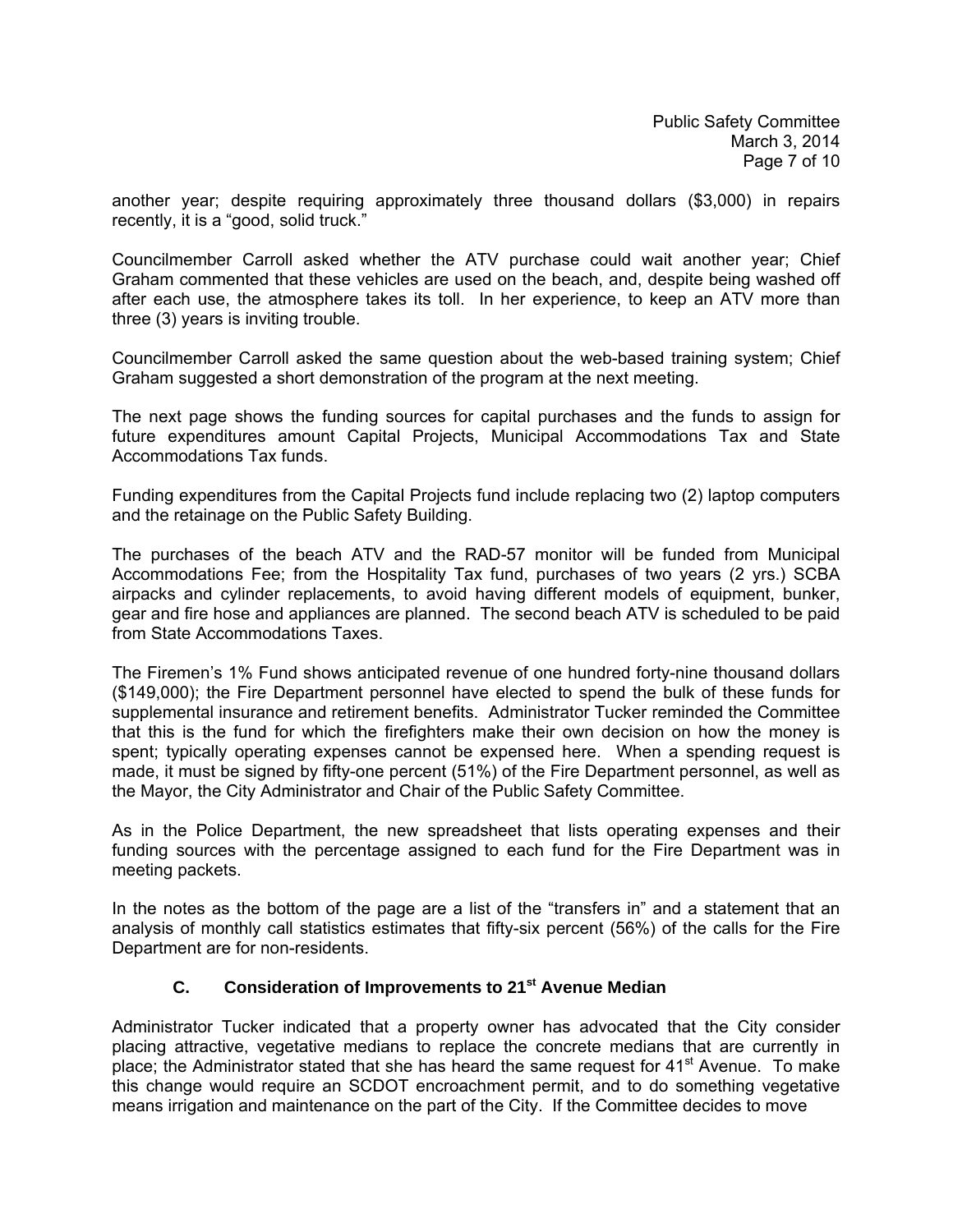another year; despite requiring approximately three thousand dollars ($3,000) in repairs recently, it is a "good, solid truck."

Councilmember Carroll asked whether the ATV purchase could wait another year; Chief Graham commented that these vehicles are used on the beach, and, despite being washed off after each use, the atmosphere takes its toll. In her experience, to keep an ATV more than three (3) years is inviting trouble.

Councilmember Carroll asked the same question about the web-based training system; Chief Graham suggested a short demonstration of the program at the next meeting.

The next page shows the funding sources for capital purchases and the funds to assign for future expenditures amount Capital Projects, Municipal Accommodations Tax and State Accommodations Tax funds.

Funding expenditures from the Capital Projects fund include replacing two (2) laptop computers and the retainage on the Public Safety Building.

The purchases of the beach ATV and the RAD-57 monitor will be funded from Municipal Accommodations Fee; from the Hospitality Tax fund, purchases of two years (2 yrs.) SCBA airpacks and cylinder replacements, to avoid having different models of equipment, bunker, gear and fire hose and appliances are planned. The second beach ATV is scheduled to be paid from State Accommodations Taxes.

The Firemen's 1% Fund shows anticipated revenue of one hundred forty-nine thousand dollars ($149,000); the Fire Department personnel have elected to spend the bulk of these funds for supplemental insurance and retirement benefits. Administrator Tucker reminded the Committee that this is the fund for which the firefighters make their own decision on how the money is spent; typically operating expenses cannot be expensed here. When a spending request is made, it must be signed by fifty-one percent (51%) of the Fire Department personnel, as well as the Mayor, the City Administrator and Chair of the Public Safety Committee.

As in the Police Department, the new spreadsheet that lists operating expenses and their funding sources with the percentage assigned to each fund for the Fire Department was in meeting packets.

In the notes as the bottom of the page are a list of the "transfers in" and a statement that an analysis of monthly call statistics estimates that fifty-six percent (56%) of the calls for the Fire Department are for non-residents.

### C. Consideration of Improvements to 21st Avenue Median

Administrator Tucker indicated that a property owner has advocated that the City consider placing attractive, vegetative medians to replace the concrete medians that are currently in place; the Administrator stated that she has heard the same request for 41st Avenue. To make this change would require an SCDOT encroachment permit, and to do something vegetative means irrigation and maintenance on the part of the City. If the Committee decides to move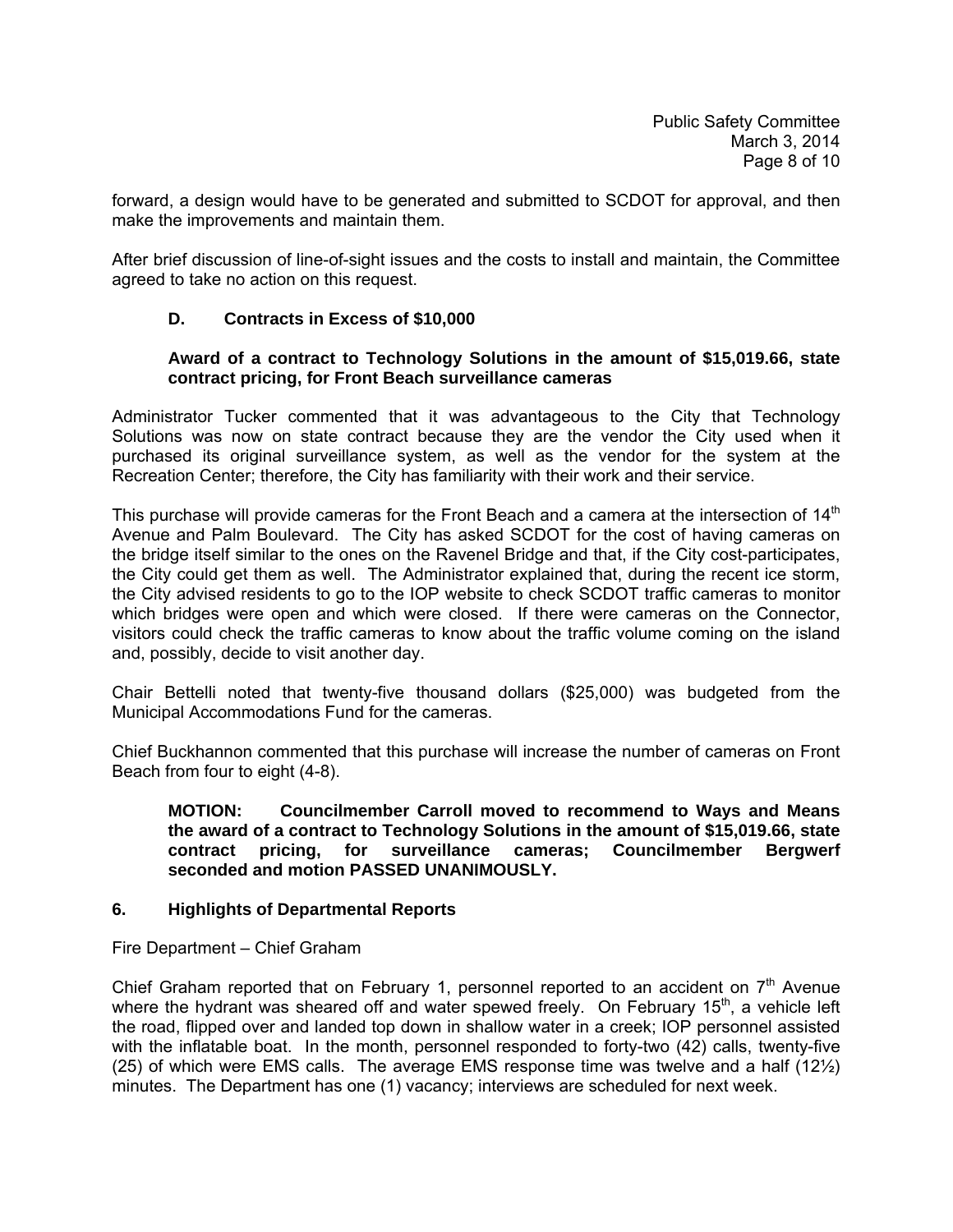forward, a design would have to be generated and submitted to SCDOT for approval, and then make the improvements and maintain them.

After brief discussion of line-of-sight issues and the costs to install and maintain, the Committee agreed to take no action on this request.

### D. Contracts in Excess of $10,000

**Award of a contract to Technology Solutions in the amount of $15,019.66, state contract pricing, for Front Beach surveillance cameras**

Administrator Tucker commented that it was advantageous to the City that Technology Solutions was now on state contract because they are the vendor the City used when it purchased its original surveillance system, as well as the vendor for the system at the Recreation Center; therefore, the City has familiarity with their work and their service.

This purchase will provide cameras for the Front Beach and a camera at the intersection of 14th Avenue and Palm Boulevard. The City has asked SCDOT for the cost of having cameras on the bridge itself similar to the ones on the Ravenel Bridge and that, if the City cost-participates, the City could get them as well. The Administrator explained that, during the recent ice storm, the City advised residents to go to the IOP website to check SCDOT traffic cameras to monitor which bridges were open and which were closed. If there were cameras on the Connector, visitors could check the traffic cameras to know about the traffic volume coming on the island and, possibly, decide to visit another day.

Chair Bettelli noted that twenty-five thousand dollars ($25,000) was budgeted from the Municipal Accommodations Fund for the cameras.

Chief Buckhannon commented that this purchase will increase the number of cameras on Front Beach from four to eight (4-8).

**MOTION: Councilmember Carroll moved to recommend to Ways and Means the award of a contract to Technology Solutions in the amount of $15,019.66, state contract pricing, for surveillance cameras; Councilmember Bergwerf seconded and motion PASSED UNANIMOUSLY.**

## 6. Highlights of Departmental Reports

Fire Department – Chief Graham

Chief Graham reported that on February 1, personnel reported to an accident on 7th Avenue where the hydrant was sheared off and water spewed freely. On February 15th, a vehicle left the road, flipped over and landed top down in shallow water in a creek; IOP personnel assisted with the inflatable boat. In the month, personnel responded to forty-two (42) calls, twenty-five (25) of which were EMS calls. The average EMS response time was twelve and a half (12½) minutes. The Department has one (1) vacancy; interviews are scheduled for next week.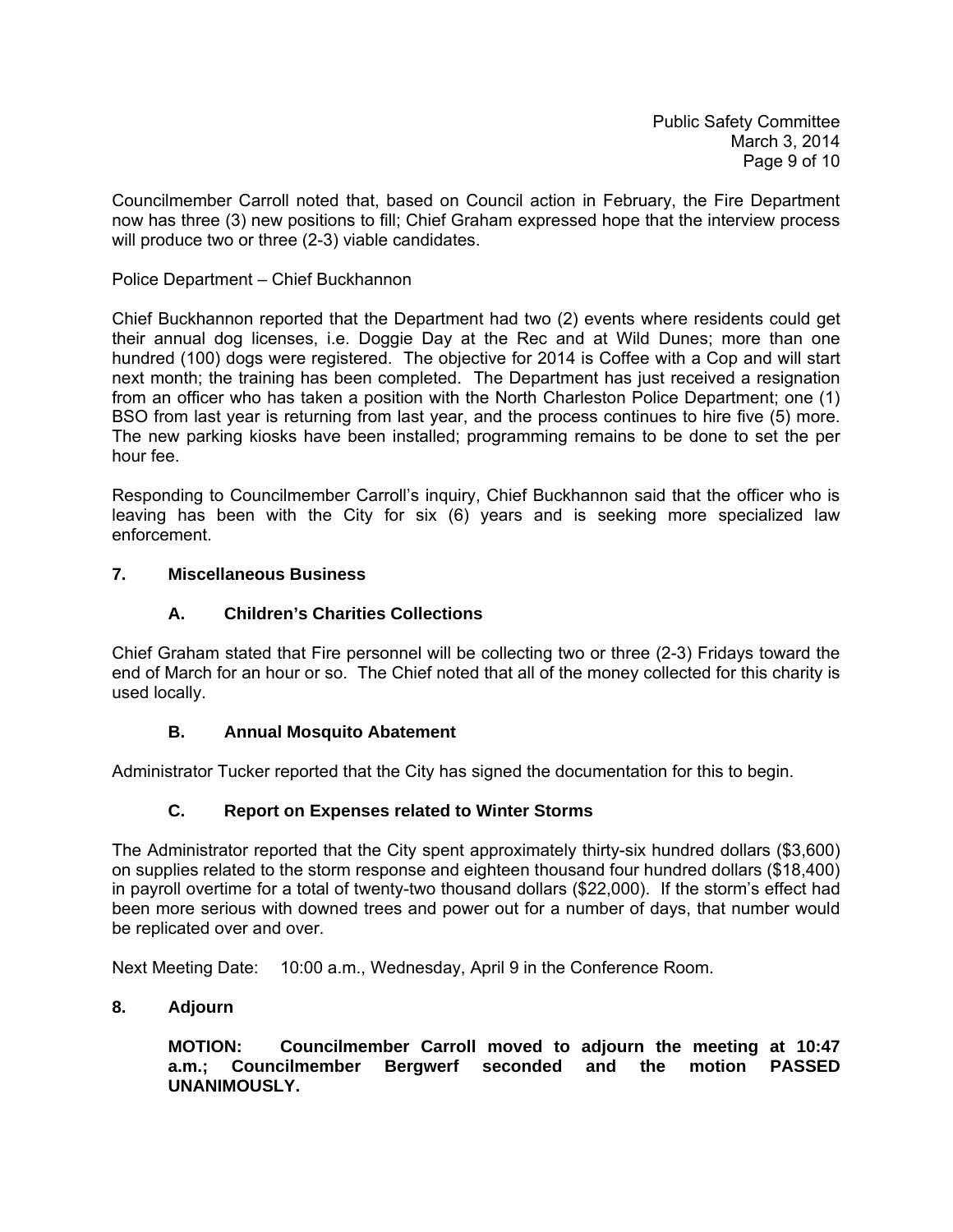Councilmember Carroll noted that, based on Council action in February, the Fire Department now has three (3) new positions to fill; Chief Graham expressed hope that the interview process will produce two or three (2-3) viable candidates.

Police Department – Chief Buckhannon

Chief Buckhannon reported that the Department had two (2) events where residents could get their annual dog licenses, i.e. Doggie Day at the Rec and at Wild Dunes; more than one hundred (100) dogs were registered. The objective for 2014 is Coffee with a Cop and will start next month; the training has been completed. The Department has just received a resignation from an officer who has taken a position with the North Charleston Police Department; one (1) BSO from last year is returning from last year, and the process continues to hire five (5) more. The new parking kiosks have been installed; programming remains to be done to set the per hour fee.

Responding to Councilmember Carroll's inquiry, Chief Buckhannon said that the officer who is leaving has been with the City for six (6) years and is seeking more specialized law enforcement.

## 7. Miscellaneous Business

### A. Children's Charities Collections

Chief Graham stated that Fire personnel will be collecting two or three (2-3) Fridays toward the end of March for an hour or so. The Chief noted that all of the money collected for this charity is used locally.

### B. Annual Mosquito Abatement

Administrator Tucker reported that the City has signed the documentation for this to begin.

### C. Report on Expenses related to Winter Storms

The Administrator reported that the City spent approximately thirty-six hundred dollars ($3,600) on supplies related to the storm response and eighteen thousand four hundred dollars ($18,400) in payroll overtime for a total of twenty-two thousand dollars ($22,000). If the storm's effect had been more serious with downed trees and power out for a number of days, that number would be replicated over and over.

Next Meeting Date: 10:00 a.m., Wednesday, April 9 in the Conference Room.

## 8. Adjourn

**MOTION: Councilmember Carroll moved to adjourn the meeting at 10:47 a.m.; Councilmember Bergwerf seconded and the motion PASSED UNANIMOUSLY.**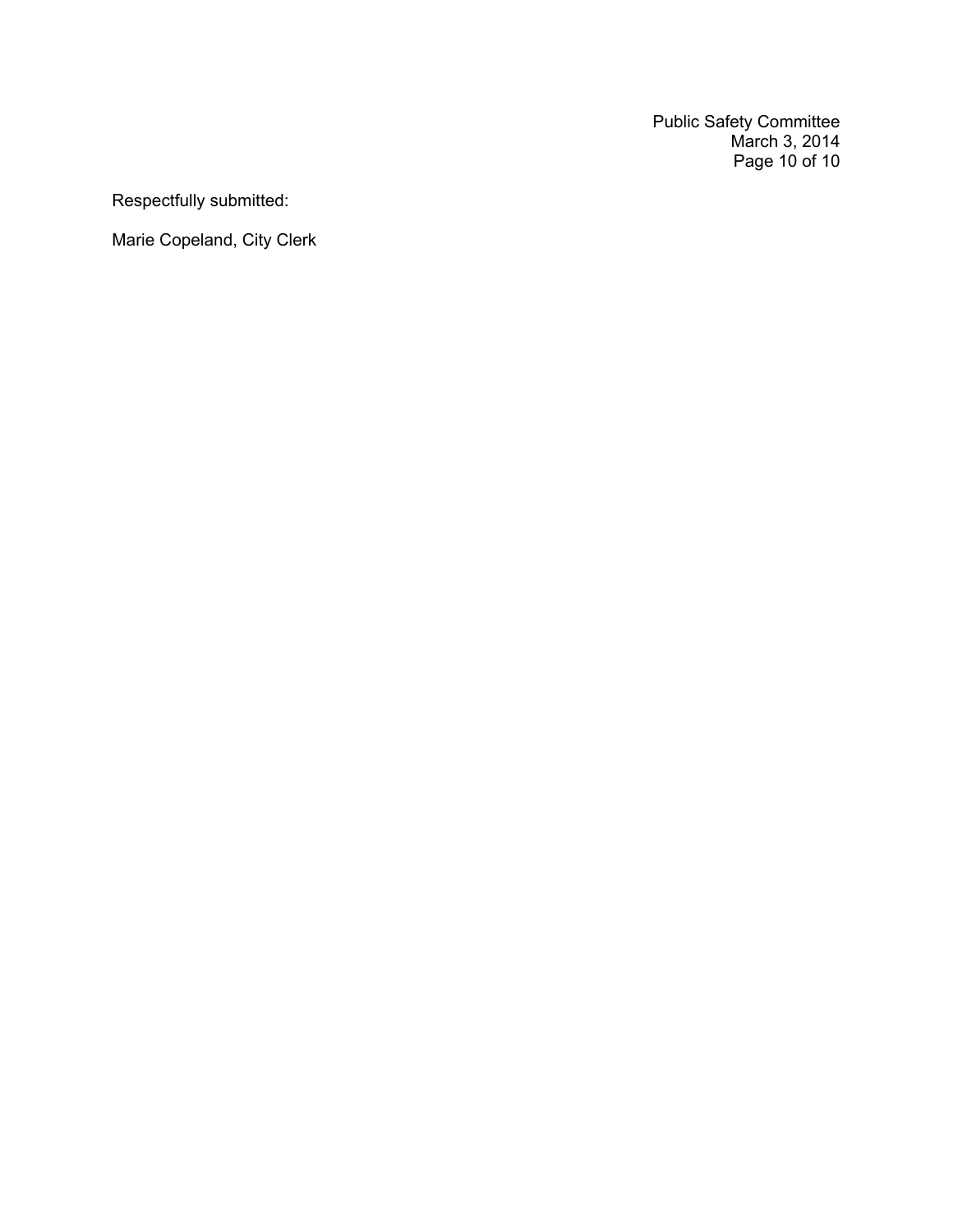Respectfully submitted:

Marie Copeland, City Clerk